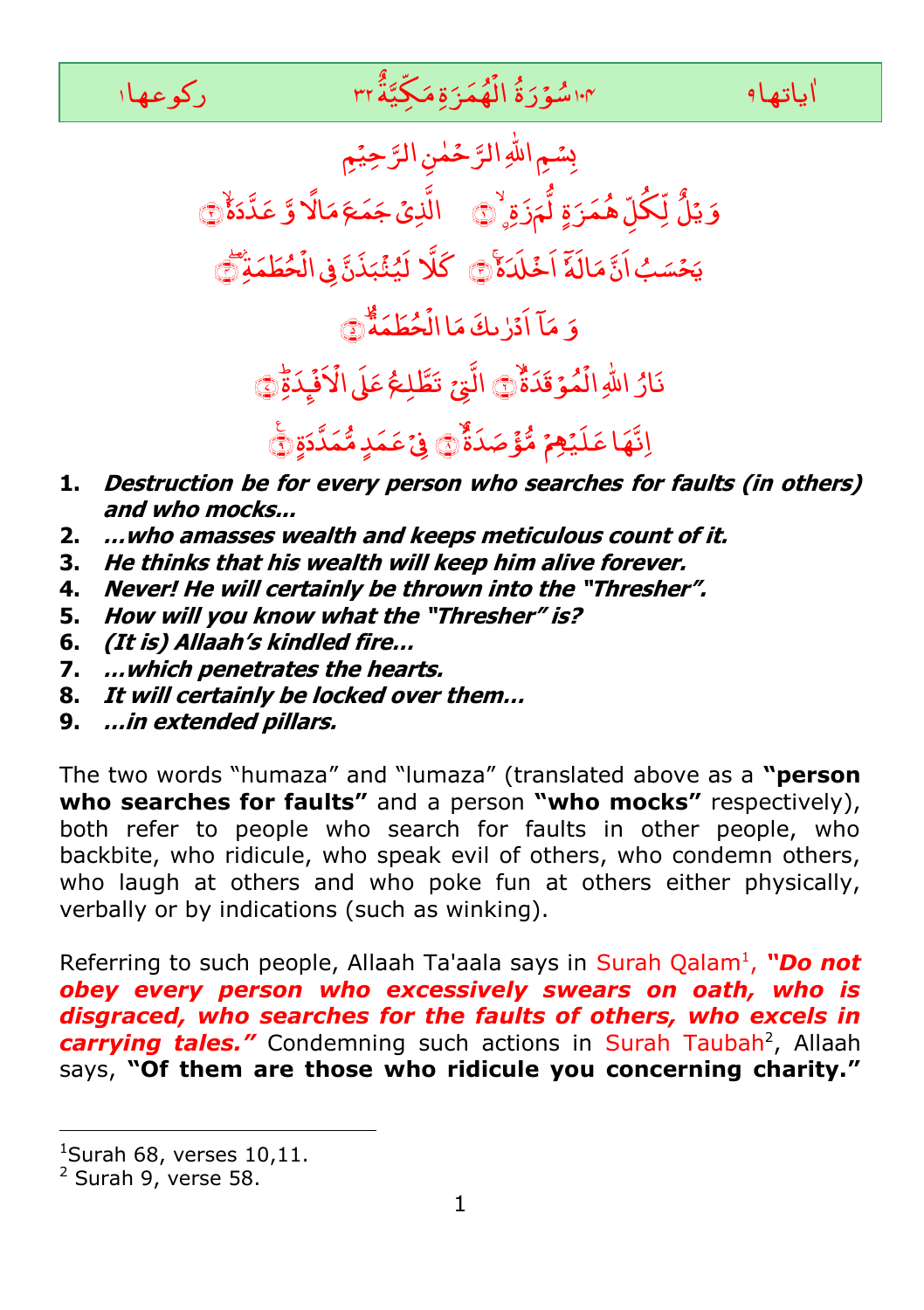## اٰیاتها ۹ ۱۰۴ سُوْرَةُ الْهُمَزَةِ مَكِّيَّةٌ ۳۲ رکوعها ۱

بِسْمِ اللّٰهِ الرَّحْمٰنِ الرَّحِيْمِ

وَيْلٌ لِّكُلِّ هُمَزَةٍ لُّمَزَةِ ۙ﴿۱﴾ الَّذِىْ جَمَعَ مَالًا وَّ عَدَّدَهٗ ۙ﴿۲﴾

يَحْسَبُ اَنَّ مَالَهٗۤ اَخْلَدَهٗ ۚ﴿۳﴾ كَلَّا لَيُنْۢبَذَنَّ فِى الْحُطَمَةِ ۖ﴿۴﴾

وَ مَاۤ اَدْرٰىكَ مَا الْحُطَمَةُ ؕ﴿۵﴾

نَارُ اللّٰهِ الْمُوْقَدَةُ ۙ﴿۶﴾ الَّتِىْ تَطَّلِعُ عَلَى الْاَفْـِٕدَةِ ؕ﴿۷﴾

اِنَّهَا عَلَيْهِمْ مُّؤْصَدَةٌ ۙ﴿۸﴾ فِىْ عَمَدٍ مُّمَدَّدَةٍ ﴿۹﴾

1. ***Destruction be for every person who searches for faults (in others) and who mocks...***
2. ***...who amasses wealth and keeps meticulous count of it.***
3. ***He thinks that his wealth will keep him alive forever.***
4. ***Never! He will certainly be thrown into the "Thresher".***
5. ***How will you know what the "Thresher" is?***
6. ***(It is) Allaah's kindled fire...***
7. ***...which penetrates the hearts.***
8. ***It will certainly be locked over them...***
9. ***...in extended pillars.***

The two words "humaza" and "lumaza" (translated above as a **"person who searches for faults"** and a person **"who mocks"** respectively), both refer to people who search for faults in other people, who backbite, who ridicule, who speak evil of others, who condemn others, who laugh at others and who poke fun at others either physically, verbally or by indications (such as winking).

Referring to such people, Allaah Ta'aala says in Surah Qalam[1], ***"Do not obey every person who excessively swears on oath, who is disgraced, who searches for the faults of others, who excels in carrying tales."*** Condemning such actions in Surah Taubah[2], Allaah says, **"Of them are those who ridicule you concerning charity."**

---

[1] Surah 68, verses 10,11.

[2] Surah 9, verse 58.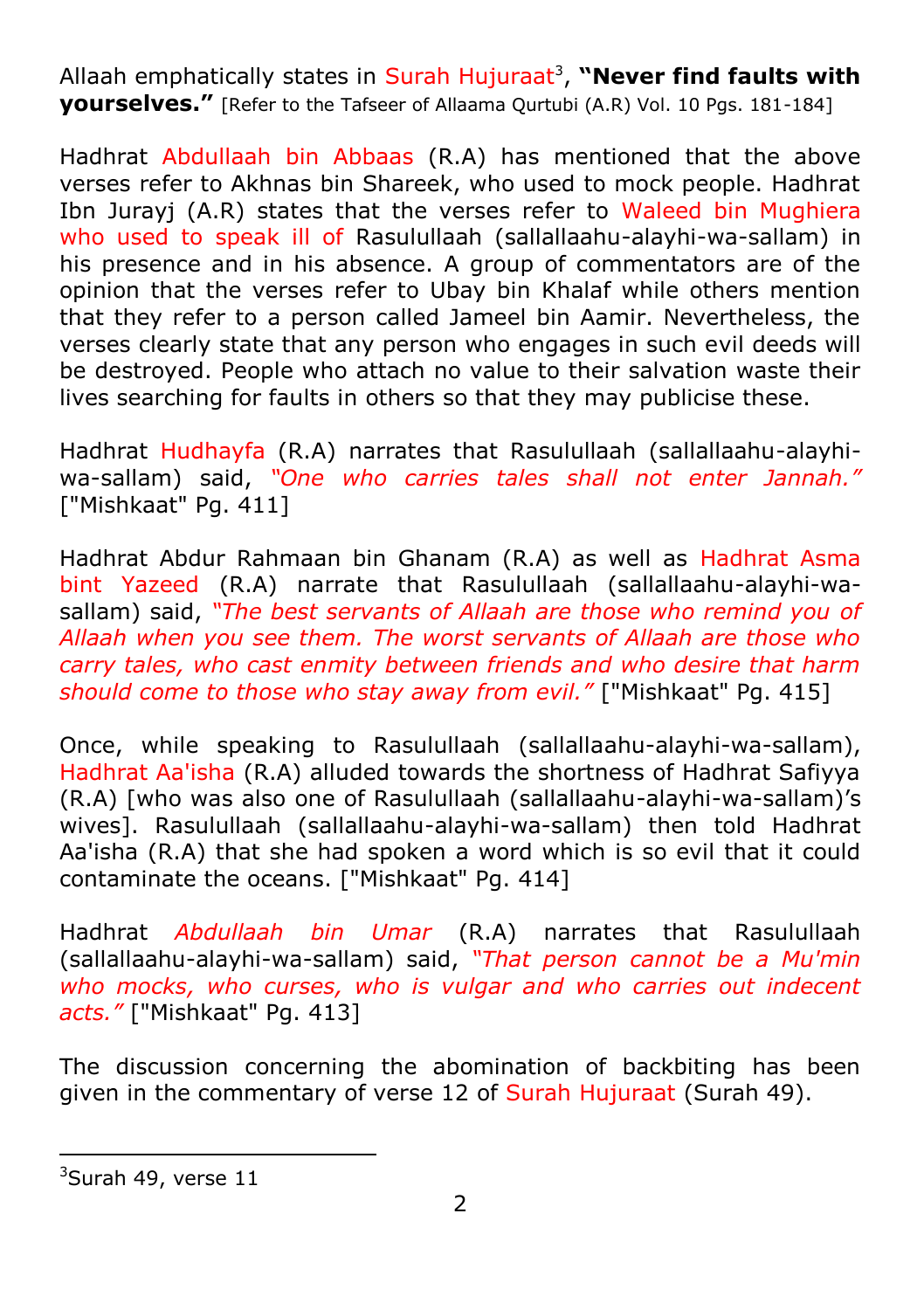Allaah emphatically states in Surah Hujuraat[3], **"Never find faults with yourselves."** [Refer to the Tafseer of Allaama Qurtubi (A.R) Vol. 10 Pgs. 181-184]

Hadhrat Abdullaah bin Abbaas (R.A) has mentioned that the above verses refer to Akhnas bin Shareek, who used to mock people. Hadhrat Ibn Jurayj (A.R) states that the verses refer to Waleed bin Mughiera who used to speak ill of Rasulullaah (sallallaahu-alayhi-wa-sallam) in his presence and in his absence. A group of commentators are of the opinion that the verses refer to Ubay bin Khalaf while others mention that they refer to a person called Jameel bin Aamir. Nevertheless, the verses clearly state that any person who engages in such evil deeds will be destroyed. People who attach no value to their salvation waste their lives searching for faults in others so that they may publicise these.

Hadhrat Hudhayfa (R.A) narrates that Rasulullaah (sallallaahu-alayhi-wa-sallam) said, *"One who carries tales shall not enter Jannah."* ["Mishkaat" Pg. 411]

Hadhrat Abdur Rahmaan bin Ghanam (R.A) as well as Hadhrat Asma bint Yazeed (R.A) narrate that Rasulullaah (sallallaahu-alayhi-wa-sallam) said, *"The best servants of Allaah are those who remind you of Allaah when you see them. The worst servants of Allaah are those who carry tales, who cast enmity between friends and who desire that harm should come to those who stay away from evil."* ["Mishkaat" Pg. 415]

Once, while speaking to Rasulullaah (sallallaahu-alayhi-wa-sallam), Hadhrat Aa'isha (R.A) alluded towards the shortness of Hadhrat Safiyya (R.A) [who was also one of Rasulullaah (sallallaahu-alayhi-wa-sallam)'s wives]. Rasulullaah (sallallaahu-alayhi-wa-sallam) then told Hadhrat Aa'isha (R.A) that she had spoken a word which is so evil that it could contaminate the oceans. ["Mishkaat" Pg. 414]

Hadhrat *Abdullaah bin Umar* (R.A) narrates that Rasulullaah (sallallaahu-alayhi-wa-sallam) said, *"That person cannot be a Mu'min who mocks, who curses, who is vulgar and who carries out indecent acts."* ["Mishkaat" Pg. 413]

The discussion concerning the abomination of backbiting has been given in the commentary of verse 12 of Surah Hujuraat (Surah 49).

---

[3] Surah 49, verse 11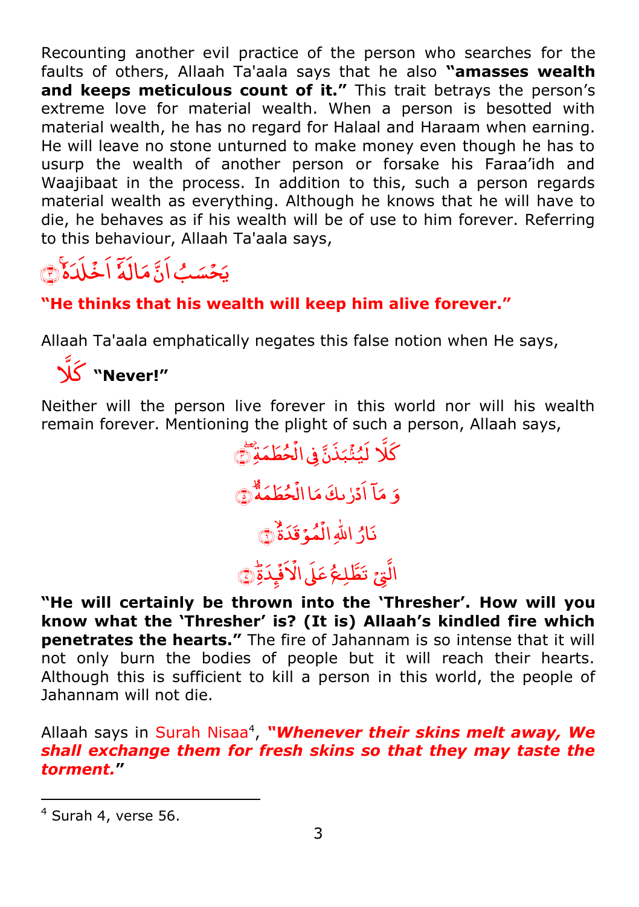Recounting another evil practice of the person who searches for the faults of others, Allaah Ta'aala says that he also **"amasses wealth and keeps meticulous count of it."** This trait betrays the person's extreme love for material wealth. When a person is besotted with material wealth, he has no regard for Halaal and Haraam when earning. He will leave no stone unturned to make money even though he has to usurp the wealth of another person or forsake his Faraa'idh and Waajibaat in the process. In addition to this, such a person regards material wealth as everything. Although he knows that he will have to die, he behaves as if his wealth will be of use to him forever. Referring to this behaviour, Allaah Ta'aala says,

يَحْسَبُ اَنَّ مَالَهٗۤ اَخْلَدَهٗ ۚ﴿۳﴾

**"He thinks that his wealth will keep him alive forever."**

Allaah Ta'aala emphatically negates this false notion when He says,

كَلَّا **"Never!"**

Neither will the person live forever in this world nor will his wealth remain forever. Mentioning the plight of such a person, Allaah says,

كَلَّا لَيُنْۢبَذَنَّ فِى الْحُطَمَةِ ﴿۴﴾

وَ مَاۤ اَدْرٰىكَ مَا الْحُطَمَةُ ﴿۵﴾

نَارُ اللّٰهِ الْمُوْقَدَةُ ﴿۶﴾

الَّتِىْ تَطَّلِعُ عَلَى الْاَفْـِٕدَةِ ﴿۷﴾

**"He will certainly be thrown into the 'Thresher'. How will you know what the 'Thresher' is? (It is) Allaah's kindled fire which penetrates the hearts."** The fire of Jahannam is so intense that it will not only burn the bodies of people but it will reach their hearts. Although this is sufficient to kill a person in this world, the people of Jahannam will not die.

Allaah says in Surah Nisaa[4], ***"Whenever their skins melt away, We shall exchange them for fresh skins so that they may taste the torment."***

[4] Surah 4, verse 56.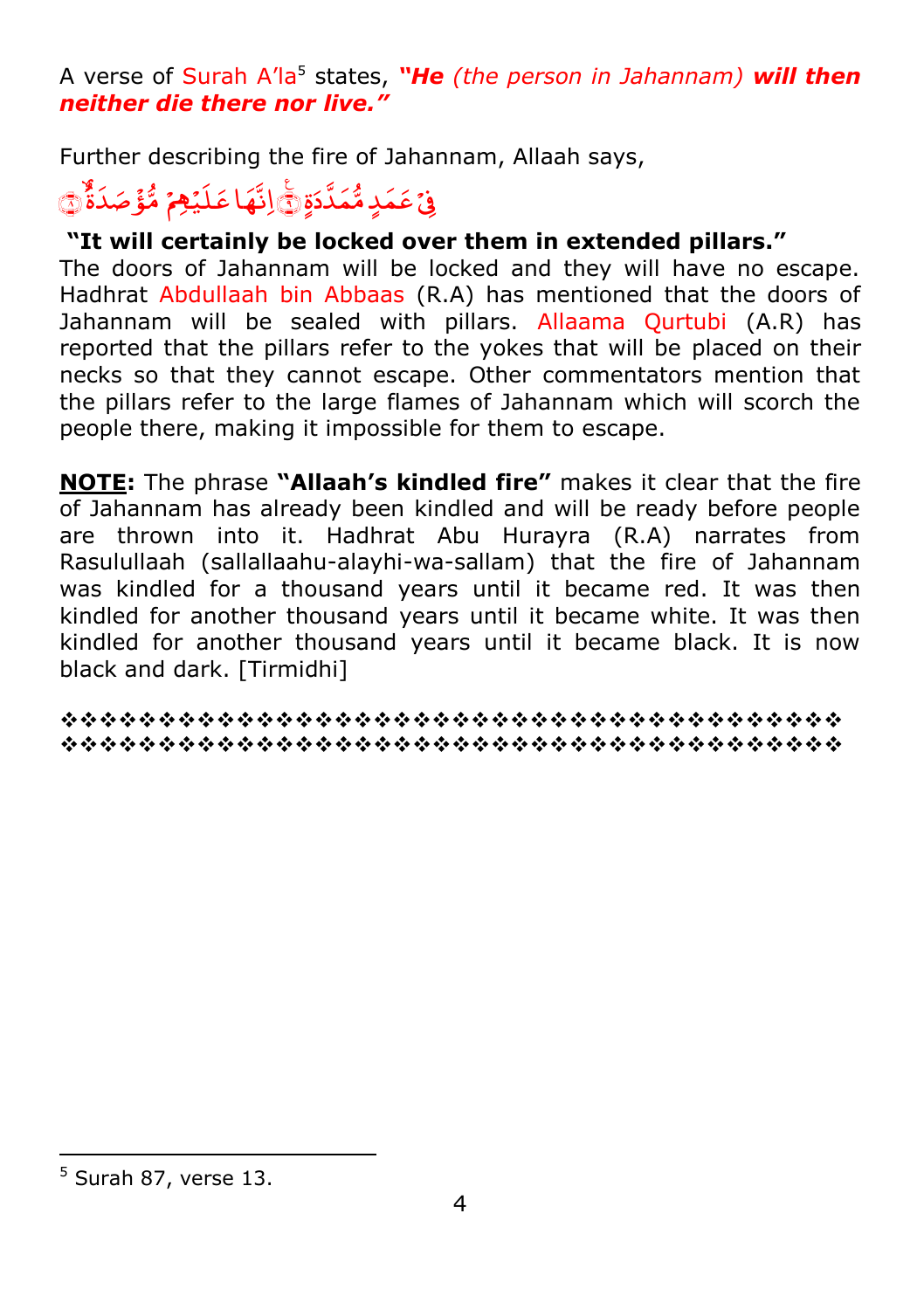A verse of Surah A'la[5] states, ***"He** (the person in Jahannam) **will then neither die there nor live."***

Further describing the fire of Jahannam, Allaah says,

فِيْ عَمَدٍ مُّمَدَّدَةٍ ۝٩ اِنَّهَا عَلَيْهِمْ مُّؤْصَدَةٌ ۝٨

**"It will certainly be locked over them in extended pillars."**
The doors of Jahannam will be locked and they will have no escape. Hadhrat Abdullaah bin Abbaas (R.A) has mentioned that the doors of Jahannam will be sealed with pillars. Allaama Qurtubi (A.R) has reported that the pillars refer to the yokes that will be placed on their necks so that they cannot escape. Other commentators mention that the pillars refer to the large flames of Jahannam which will scorch the people there, making it impossible for them to escape.

**NOTE:** The phrase **"Allaah's kindled fire"** makes it clear that the fire of Jahannam has already been kindled and will be ready before people are thrown into it. Hadhrat Abu Hurayra (R.A) narrates from Rasulullaah (sallallaahu-alayhi-wa-sallam) that the fire of Jahannam was kindled for a thousand years until it became red. It was then kindled for another thousand years until it became white. It was then kindled for another thousand years until it became black. It is now black and dark. [Tirmidhi]

❖❖❖❖❖❖❖❖❖❖❖❖❖❖❖❖❖❖❖❖❖❖❖❖❖❖❖❖❖❖❖❖❖❖❖❖❖❖❖❖
❖❖❖❖❖❖❖❖❖❖❖❖❖❖❖❖❖❖❖❖❖❖❖❖❖❖❖❖❖❖❖❖❖❖❖❖❖❖❖❖

---

[5] Surah 87, verse 13.